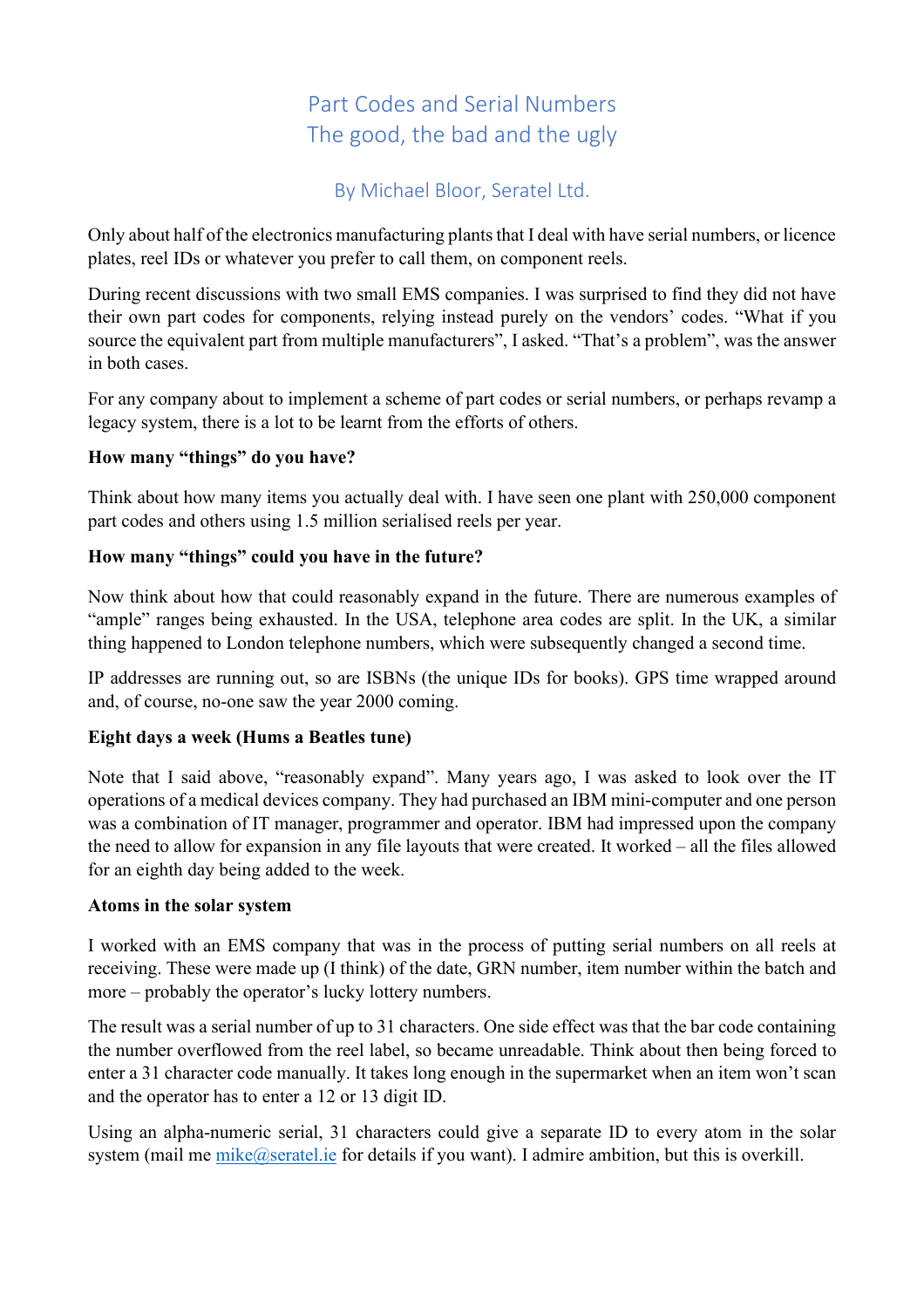# Part Codes and Serial Numbers
# The good, the bad and the ugly

## By Michael Bloor, Seratel Ltd.

Only about half of the electronics manufacturing plants that I deal with have serial numbers, or licence plates, reel IDs or whatever you prefer to call them, on component reels.

During recent discussions with two small EMS companies. I was surprised to find they did not have their own part codes for components, relying instead purely on the vendors' codes. "What if you source the equivalent part from multiple manufacturers", I asked. "That's a problem", was the answer in both cases.

For any company about to implement a scheme of part codes or serial numbers, or perhaps revamp a legacy system, there is a lot to be learnt from the efforts of others.

**How many "things" do you have?**

Think about how many items you actually deal with. I have seen one plant with 250,000 component part codes and others using 1.5 million serialised reels per year.

**How many "things" could you have in the future?**

Now think about how that could reasonably expand in the future. There are numerous examples of "ample" ranges being exhausted. In the USA, telephone area codes are split. In the UK, a similar thing happened to London telephone numbers, which were subsequently changed a second time.

IP addresses are running out, so are ISBNs (the unique IDs for books). GPS time wrapped around and, of course, no-one saw the year 2000 coming.

**Eight days a week (Hums a Beatles tune)**

Note that I said above, "reasonably expand". Many years ago, I was asked to look over the IT operations of a medical devices company. They had purchased an IBM mini-computer and one person was a combination of IT manager, programmer and operator. IBM had impressed upon the company the need to allow for expansion in any file layouts that were created. It worked – all the files allowed for an eighth day being added to the week.

**Atoms in the solar system**

I worked with an EMS company that was in the process of putting serial numbers on all reels at receiving. These were made up (I think) of the date, GRN number, item number within the batch and more – probably the operator's lucky lottery numbers.

The result was a serial number of up to 31 characters. One side effect was that the bar code containing the number overflowed from the reel label, so became unreadable. Think about then being forced to enter a 31 character code manually. It takes long enough in the supermarket when an item won't scan and the operator has to enter a 12 or 13 digit ID.

Using an alpha-numeric serial, 31 characters could give a separate ID to every atom in the solar system (mail me [mike@seratel.ie](mailto:mike@seratel.ie) for details if you want). I admire ambition, but this is overkill.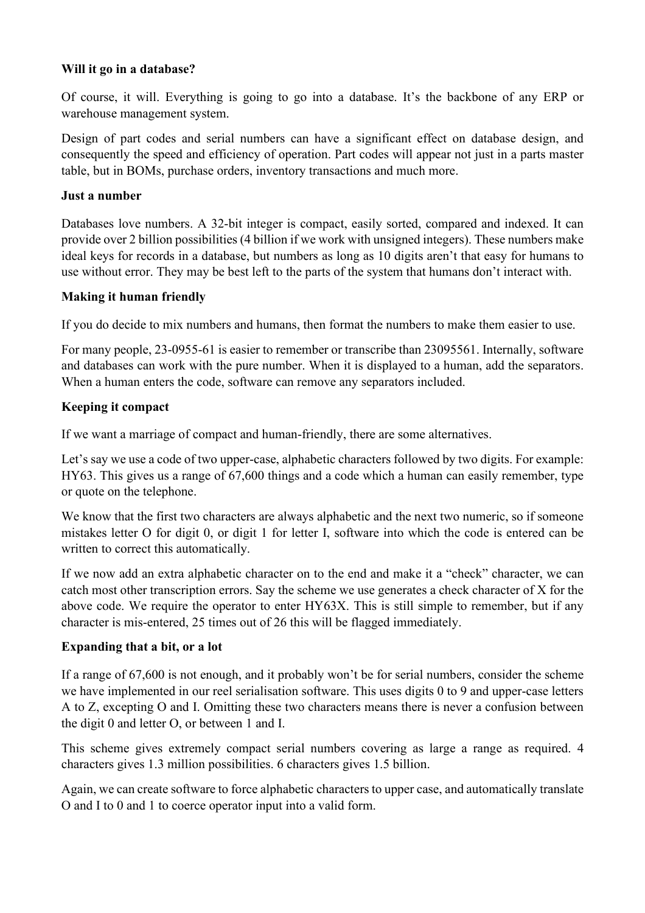**Will it go in a database?**

Of course, it will. Everything is going to go into a database. It's the backbone of any ERP or warehouse management system.

Design of part codes and serial numbers can have a significant effect on database design, and consequently the speed and efficiency of operation. Part codes will appear not just in a parts master table, but in BOMs, purchase orders, inventory transactions and much more.

**Just a number**

Databases love numbers. A 32-bit integer is compact, easily sorted, compared and indexed. It can provide over 2 billion possibilities (4 billion if we work with unsigned integers). These numbers make ideal keys for records in a database, but numbers as long as 10 digits aren't that easy for humans to use without error. They may be best left to the parts of the system that humans don't interact with.

**Making it human friendly**

If you do decide to mix numbers and humans, then format the numbers to make them easier to use.

For many people, 23-0955-61 is easier to remember or transcribe than 23095561. Internally, software and databases can work with the pure number. When it is displayed to a human, add the separators. When a human enters the code, software can remove any separators included.

**Keeping it compact**

If we want a marriage of compact and human-friendly, there are some alternatives.

Let's say we use a code of two upper-case, alphabetic characters followed by two digits. For example: HY63. This gives us a range of 67,600 things and a code which a human can easily remember, type or quote on the telephone.

We know that the first two characters are always alphabetic and the next two numeric, so if someone mistakes letter O for digit 0, or digit 1 for letter I, software into which the code is entered can be written to correct this automatically.

If we now add an extra alphabetic character on to the end and make it a "check" character, we can catch most other transcription errors. Say the scheme we use generates a check character of X for the above code. We require the operator to enter HY63X. This is still simple to remember, but if any character is mis-entered, 25 times out of 26 this will be flagged immediately.

**Expanding that a bit, or a lot**

If a range of 67,600 is not enough, and it probably won't be for serial numbers, consider the scheme we have implemented in our reel serialisation software. This uses digits 0 to 9 and upper-case letters A to Z, excepting O and I. Omitting these two characters means there is never a confusion between the digit 0 and letter O, or between 1 and I.

This scheme gives extremely compact serial numbers covering as large a range as required. 4 characters gives 1.3 million possibilities. 6 characters gives 1.5 billion.

Again, we can create software to force alphabetic characters to upper case, and automatically translate O and I to 0 and 1 to coerce operator input into a valid form.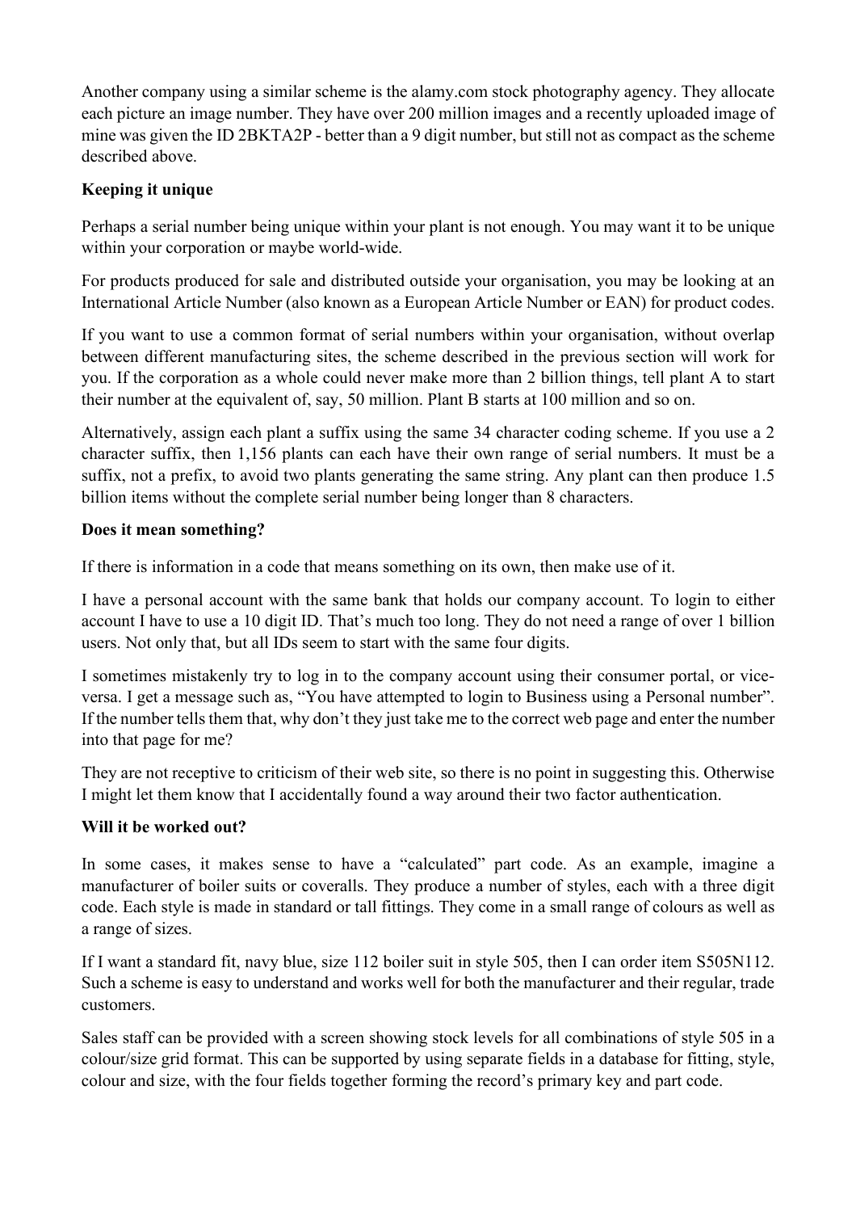Another company using a similar scheme is the alamy.com stock photography agency. They allocate each picture an image number. They have over 200 million images and a recently uploaded image of mine was given the ID 2BKTA2P - better than a 9 digit number, but still not as compact as the scheme described above.

**Keeping it unique**

Perhaps a serial number being unique within your plant is not enough. You may want it to be unique within your corporation or maybe world-wide.

For products produced for sale and distributed outside your organisation, you may be looking at an International Article Number (also known as a European Article Number or EAN) for product codes.

If you want to use a common format of serial numbers within your organisation, without overlap between different manufacturing sites, the scheme described in the previous section will work for you. If the corporation as a whole could never make more than 2 billion things, tell plant A to start their number at the equivalent of, say, 50 million. Plant B starts at 100 million and so on.

Alternatively, assign each plant a suffix using the same 34 character coding scheme. If you use a 2 character suffix, then 1,156 plants can each have their own range of serial numbers. It must be a suffix, not a prefix, to avoid two plants generating the same string. Any plant can then produce 1.5 billion items without the complete serial number being longer than 8 characters.

**Does it mean something?**

If there is information in a code that means something on its own, then make use of it.

I have a personal account with the same bank that holds our company account. To login to either account I have to use a 10 digit ID. That's much too long. They do not need a range of over 1 billion users. Not only that, but all IDs seem to start with the same four digits.

I sometimes mistakenly try to log in to the company account using their consumer portal, or vice-versa. I get a message such as, "You have attempted to login to Business using a Personal number". If the number tells them that, why don't they just take me to the correct web page and enter the number into that page for me?

They are not receptive to criticism of their web site, so there is no point in suggesting this. Otherwise I might let them know that I accidentally found a way around their two factor authentication.

**Will it be worked out?**

In some cases, it makes sense to have a "calculated" part code. As an example, imagine a manufacturer of boiler suits or coveralls. They produce a number of styles, each with a three digit code. Each style is made in standard or tall fittings. They come in a small range of colours as well as a range of sizes.

If I want a standard fit, navy blue, size 112 boiler suit in style 505, then I can order item S505N112. Such a scheme is easy to understand and works well for both the manufacturer and their regular, trade customers.

Sales staff can be provided with a screen showing stock levels for all combinations of style 505 in a colour/size grid format. This can be supported by using separate fields in a database for fitting, style, colour and size, with the four fields together forming the record's primary key and part code.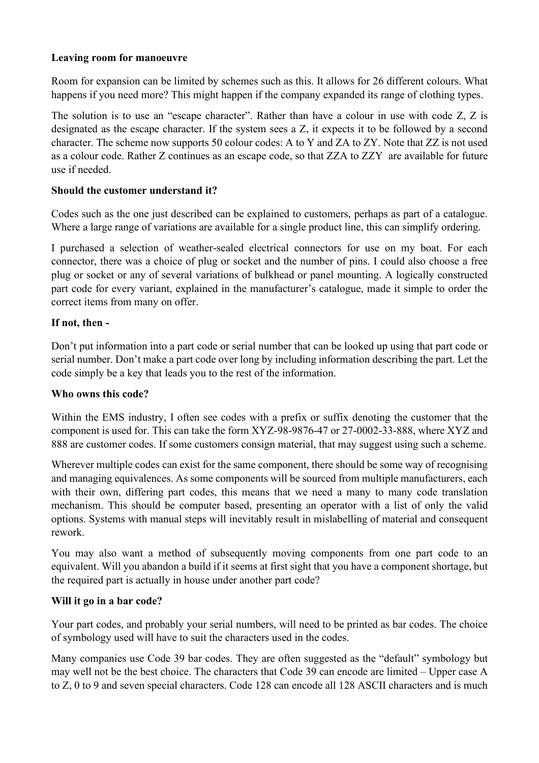**Leaving room for manoeuvre**

Room for expansion can be limited by schemes such as this. It allows for 26 different colours. What happens if you need more? This might happen if the company expanded its range of clothing types.

The solution is to use an "escape character". Rather than have a colour in use with code Z, Z is designated as the escape character. If the system sees a Z, it expects it to be followed by a second character. The scheme now supports 50 colour codes: A to Y and ZA to ZY. Note that ZZ is not used as a colour code. Rather Z continues as an escape code, so that ZZA to ZZY are available for future use if needed.

**Should the customer understand it?**

Codes such as the one just described can be explained to customers, perhaps as part of a catalogue. Where a large range of variations are available for a single product line, this can simplify ordering.

I purchased a selection of weather-sealed electrical connectors for use on my boat. For each connector, there was a choice of plug or socket and the number of pins. I could also choose a free plug or socket or any of several variations of bulkhead or panel mounting. A logically constructed part code for every variant, explained in the manufacturer's catalogue, made it simple to order the correct items from many on offer.

**If not, then -**

Don't put information into a part code or serial number that can be looked up using that part code or serial number. Don't make a part code over long by including information describing the part. Let the code simply be a key that leads you to the rest of the information.

**Who owns this code?**

Within the EMS industry, I often see codes with a prefix or suffix denoting the customer that the component is used for. This can take the form XYZ-98-9876-47 or 27-0002-33-888, where XYZ and 888 are customer codes. If some customers consign material, that may suggest using such a scheme.

Wherever multiple codes can exist for the same component, there should be some way of recognising and managing equivalences. As some components will be sourced from multiple manufacturers, each with their own, differing part codes, this means that we need a many to many code translation mechanism. This should be computer based, presenting an operator with a list of only the valid options. Systems with manual steps will inevitably result in mislabelling of material and consequent rework.

You may also want a method of subsequently moving components from one part code to an equivalent. Will you abandon a build if it seems at first sight that you have a component shortage, but the required part is actually in house under another part code?

**Will it go in a bar code?**

Your part codes, and probably your serial numbers, will need to be printed as bar codes. The choice of symbology used will have to suit the characters used in the codes.

Many companies use Code 39 bar codes. They are often suggested as the "default" symbology but may well not be the best choice. The characters that Code 39 can encode are limited – Upper case A to Z, 0 to 9 and seven special characters. Code 128 can encode all 128 ASCII characters and is much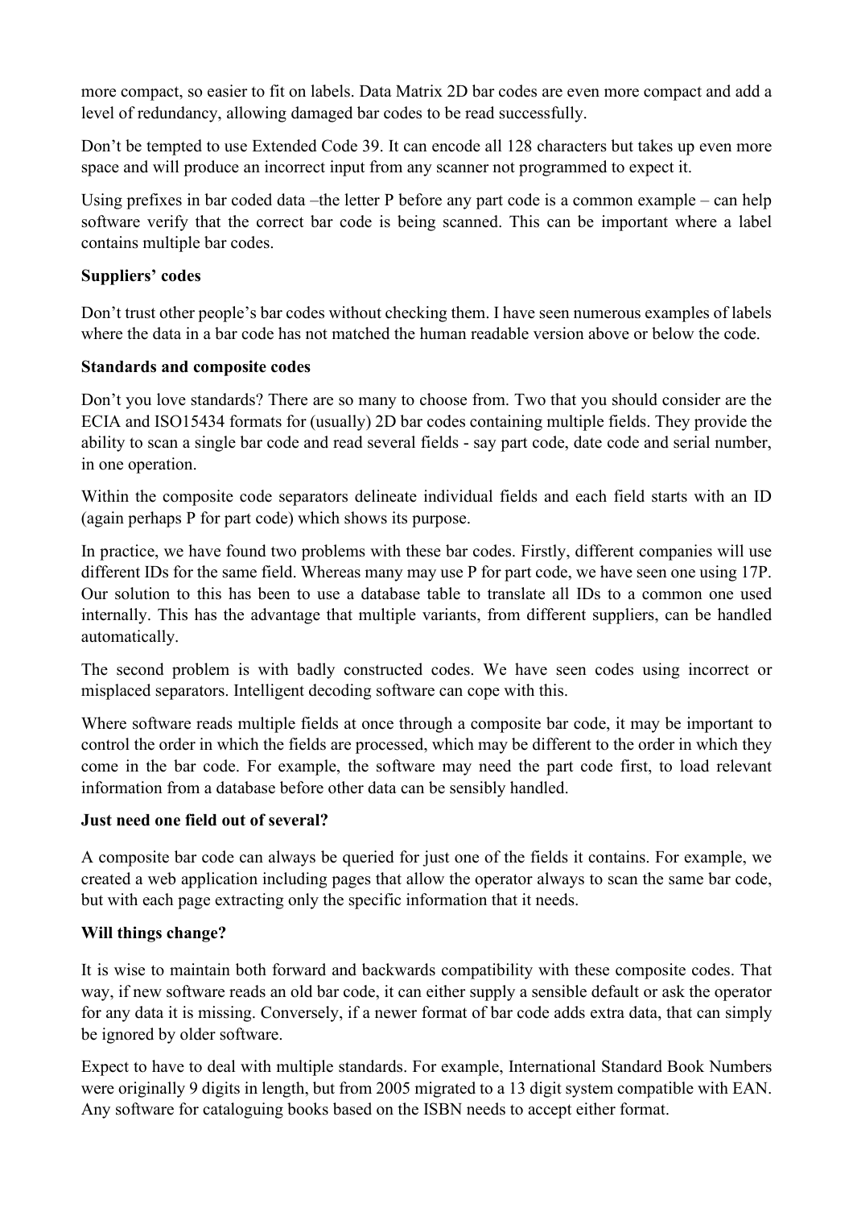more compact, so easier to fit on labels. Data Matrix 2D bar codes are even more compact and add a level of redundancy, allowing damaged bar codes to be read successfully.

Don't be tempted to use Extended Code 39. It can encode all 128 characters but takes up even more space and will produce an incorrect input from any scanner not programmed to expect it.

Using prefixes in bar coded data –the letter P before any part code is a common example – can help software verify that the correct bar code is being scanned. This can be important where a label contains multiple bar codes.

**Suppliers' codes**

Don't trust other people's bar codes without checking them. I have seen numerous examples of labels where the data in a bar code has not matched the human readable version above or below the code.

**Standards and composite codes**

Don't you love standards? There are so many to choose from. Two that you should consider are the ECIA and ISO15434 formats for (usually) 2D bar codes containing multiple fields. They provide the ability to scan a single bar code and read several fields - say part code, date code and serial number, in one operation.

Within the composite code separators delineate individual fields and each field starts with an ID (again perhaps P for part code) which shows its purpose.

In practice, we have found two problems with these bar codes. Firstly, different companies will use different IDs for the same field. Whereas many may use P for part code, we have seen one using 17P. Our solution to this has been to use a database table to translate all IDs to a common one used internally. This has the advantage that multiple variants, from different suppliers, can be handled automatically.

The second problem is with badly constructed codes. We have seen codes using incorrect or misplaced separators. Intelligent decoding software can cope with this.

Where software reads multiple fields at once through a composite bar code, it may be important to control the order in which the fields are processed, which may be different to the order in which they come in the bar code. For example, the software may need the part code first, to load relevant information from a database before other data can be sensibly handled.

**Just need one field out of several?**

A composite bar code can always be queried for just one of the fields it contains. For example, we created a web application including pages that allow the operator always to scan the same bar code, but with each page extracting only the specific information that it needs.

**Will things change?**

It is wise to maintain both forward and backwards compatibility with these composite codes. That way, if new software reads an old bar code, it can either supply a sensible default or ask the operator for any data it is missing. Conversely, if a newer format of bar code adds extra data, that can simply be ignored by older software.

Expect to have to deal with multiple standards. For example, International Standard Book Numbers were originally 9 digits in length, but from 2005 migrated to a 13 digit system compatible with EAN. Any software for cataloguing books based on the ISBN needs to accept either format.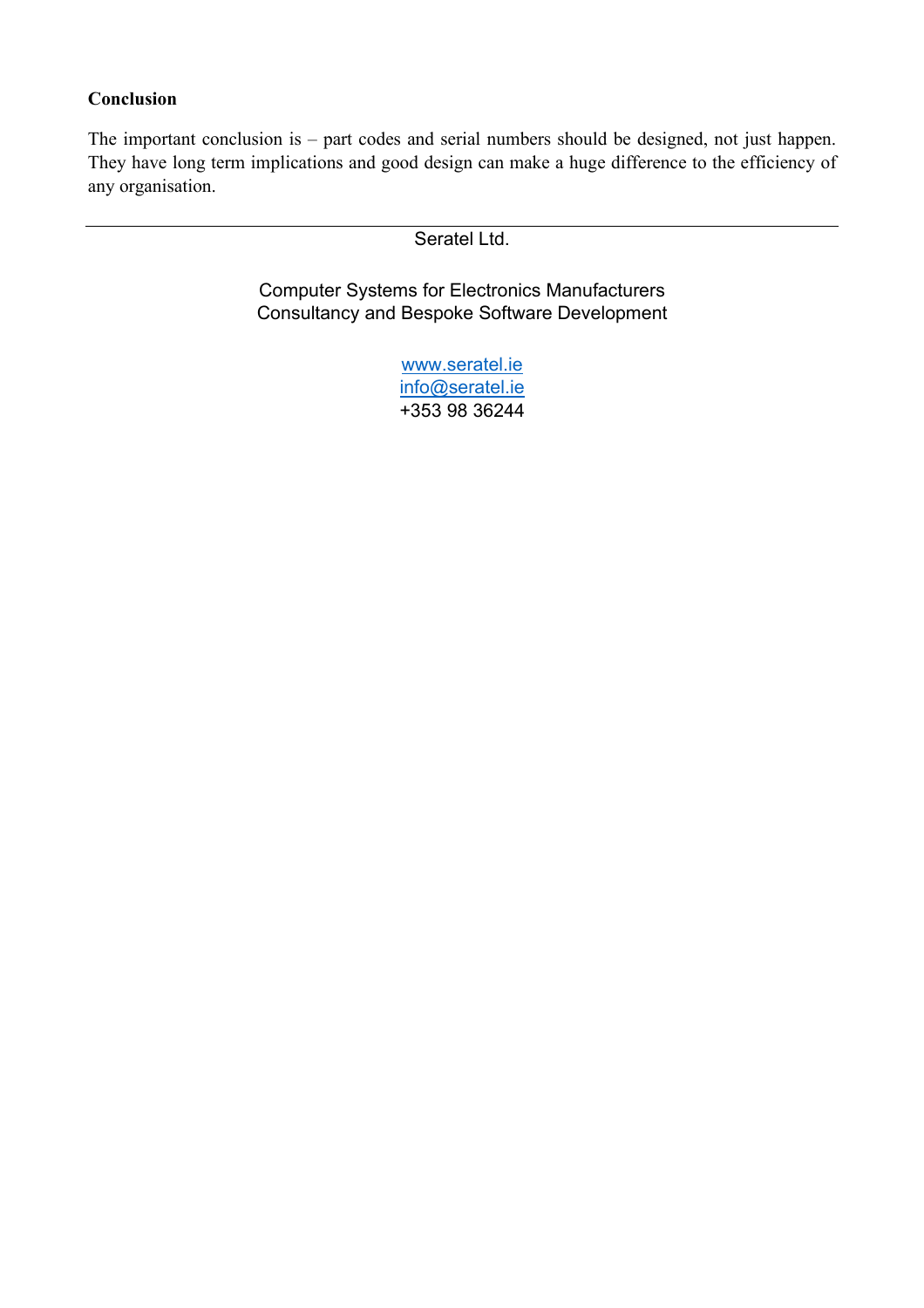## Conclusion

The important conclusion is – part codes and serial numbers should be designed, not just happen. They have long term implications and good design can make a huge difference to the efficiency of any organisation.

---

Seratel Ltd.

Computer Systems for Electronics Manufacturers
Consultancy and Bespoke Software Development

www.seratel.ie
info@seratel.ie
+353 98 36244